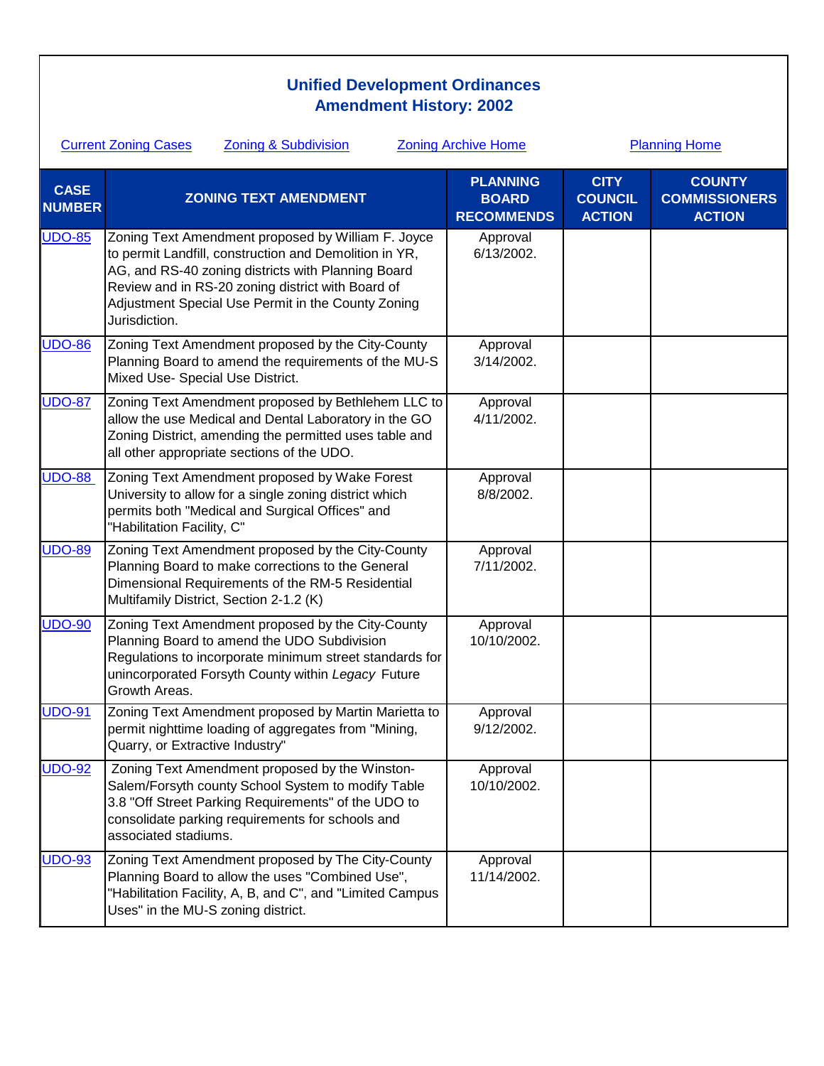# Unified Development Ordinances
## Amendment History: 2002

Current Zoning Cases    Zoning & Subdivision    Zoning Archive Home    Planning Home

| CASE NUMBER | ZONING TEXT AMENDMENT | PLANNING BOARD RECOMMENDS | CITY COUNCIL ACTION | COUNTY COMMISSIONERS ACTION |
|---|---|---|---|---|
| UDO-85 | Zoning Text Amendment proposed by William F. Joyce to permit Landfill, construction and Demolition in YR, AG, and RS-40 zoning districts with Planning Board Review and in RS-20 zoning district with Board of Adjustment Special Use Permit in the County Zoning Jurisdiction. | Approval 6/13/2002. | | |
| UDO-86 | Zoning Text Amendment proposed by the City-County Planning Board to amend the requirements of the MU-S Mixed Use- Special Use District. | Approval 3/14/2002. | | |
| UDO-87 | Zoning Text Amendment proposed by Bethlehem LLC to allow the use Medical and Dental Laboratory in the GO Zoning District, amending the permitted uses table and all other appropriate sections of the UDO. | Approval 4/11/2002. | | |
| UDO-88 | Zoning Text Amendment proposed by Wake Forest University to allow for a single zoning district which permits both "Medical and Surgical Offices" and "Habilitation Facility, C" | Approval 8/8/2002. | | |
| UDO-89 | Zoning Text Amendment proposed by the City-County Planning Board to make corrections to the General Dimensional Requirements of the RM-5 Residential Multifamily District, Section 2-1.2 (K) | Approval 7/11/2002. | | |
| UDO-90 | Zoning Text Amendment proposed by the City-County Planning Board to amend the UDO Subdivision Regulations to incorporate minimum street standards for unincorporated Forsyth County within *Legacy* Future Growth Areas. | Approval 10/10/2002. | | |
| UDO-91 | Zoning Text Amendment proposed by Martin Marietta to permit nighttime loading of aggregates from "Mining, Quarry, or Extractive Industry" | Approval 9/12/2002. | | |
| UDO-92 | Zoning Text Amendment proposed by the Winston-Salem/Forsyth county School System to modify Table 3.8 "Off Street Parking Requirements" of the UDO to consolidate parking requirements for schools and associated stadiums. | Approval 10/10/2002. | | |
| UDO-93 | Zoning Text Amendment proposed by The City-County Planning Board to allow the uses "Combined Use", "Habilitation Facility, A, B, and C", and "Limited Campus Uses" in the MU-S zoning district. | Approval 11/14/2002. | | |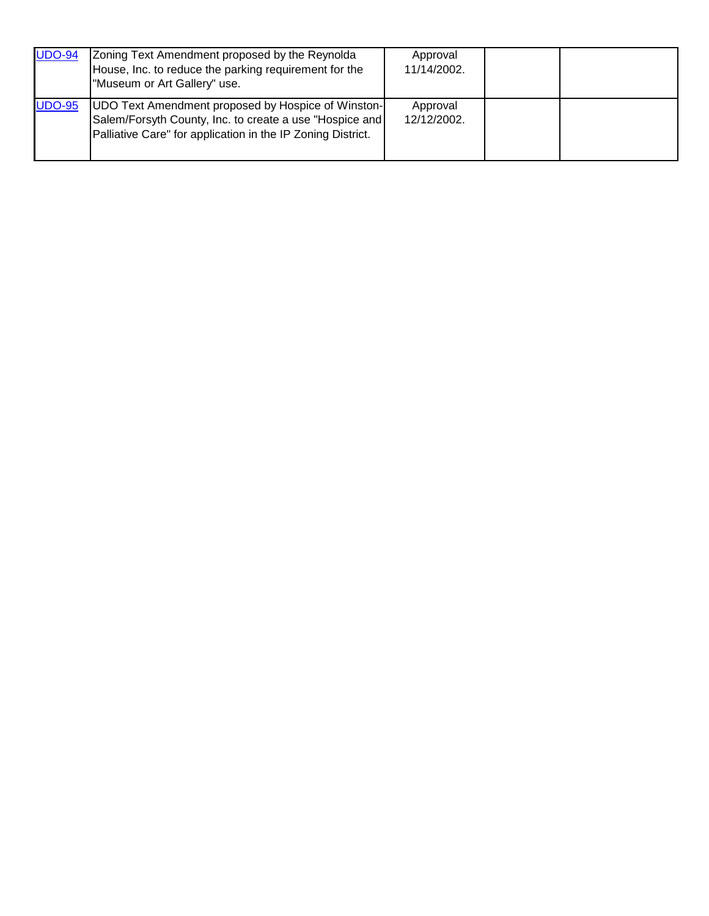| | | | | |
|---|---|---|---|---|
| UDO-94 | Zoning Text Amendment proposed by the Reynolda House, Inc. to reduce the parking requirement for the "Museum or Art Gallery" use. | Approval 11/14/2002. | | |
| UDO-95 | UDO Text Amendment proposed by Hospice of Winston-Salem/Forsyth County, Inc. to create a use "Hospice and Palliative Care" for application in the IP Zoning District. | Approval 12/12/2002. | | |